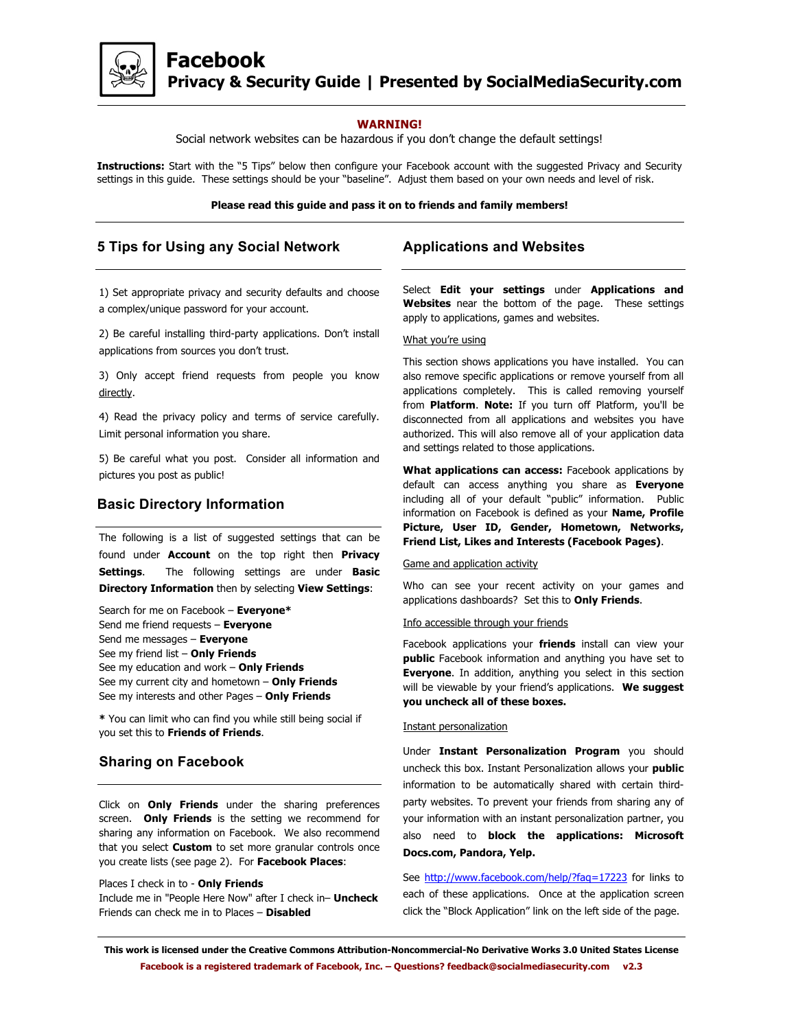# Facebook

## Privacy & Security Guide | Presented by SocialMediaSecurity.com

**WARNING!**

Social network websites can be hazardous if you don't change the default settings!

**Instructions:** Start with the "5 Tips" below then configure your Facebook account with the suggested Privacy and Security settings in this guide. These settings should be your "baseline". Adjust them based on your own needs and level of risk.

**Please read this guide and pass it on to friends and family members!**

## 5 Tips for Using any Social Network

1) Set appropriate privacy and security defaults and choose a complex/unique password for your account.

2) Be careful installing third-party applications. Don't install applications from sources you don't trust.

3) Only accept friend requests from people you know directly.

4) Read the privacy policy and terms of service carefully. Limit personal information you share.

5) Be careful what you post. Consider all information and pictures you post as public!

## Basic Directory Information

The following is a list of suggested settings that can be found under **Account** on the top right then **Privacy Settings**. The following settings are under **Basic Directory Information** then by selecting **View Settings**:

Search for me on Facebook – **Everyone***
Send me friend requests – **Everyone**
Send me messages – **Everyone**
See my friend list – **Only Friends**
See my education and work – **Only Friends**
See my current city and hometown – **Only Friends**
See my interests and other Pages – **Only Friends**

**\*** You can limit who can find you while still being social if you set this to **Friends of Friends**.

## Sharing on Facebook

Click on **Only Friends** under the sharing preferences screen. **Only Friends** is the setting we recommend for sharing any information on Facebook. We also recommend that you select **Custom** to set more granular controls once you create lists (see page 2). For **Facebook Places**:

Places I check in to - **Only Friends**
Include me in "People Here Now" after I check in– **Uncheck**
Friends can check me in to Places – **Disabled**

## Applications and Websites

Select **Edit your settings** under **Applications and Websites** near the bottom of the page. These settings apply to applications, games and websites.

What you're using

This section shows applications you have installed. You can also remove specific applications or remove yourself from all applications completely. This is called removing yourself from **Platform**. **Note:** If you turn off Platform, you'll be disconnected from all applications and websites you have authorized. This will also remove all of your application data and settings related to those applications.

**What applications can access:** Facebook applications by default can access anything you share as **Everyone** including all of your default "public" information. Public information on Facebook is defined as your **Name, Profile Picture, User ID, Gender, Hometown, Networks, Friend List, Likes and Interests (Facebook Pages)**.

Game and application activity

Who can see your recent activity on your games and applications dashboards? Set this to **Only Friends**.

Info accessible through your friends

Facebook applications your **friends** install can view your **public** Facebook information and anything you have set to **Everyone**. In addition, anything you select in this section will be viewable by your friend's applications. **We suggest you uncheck all of these boxes.**

Instant personalization

Under **Instant Personalization Program** you should uncheck this box. Instant Personalization allows your **public** information to be automatically shared with certain third-party websites. To prevent your friends from sharing any of your information with an instant personalization partner, you also need to **block the applications: Microsoft Docs.com, Pandora, Yelp.**

See http://www.facebook.com/help/?faq=17223 for links to each of these applications. Once at the application screen click the "Block Application" link on the left side of the page.

**This work is licensed under the Creative Commons Attribution-Noncommercial-No Derivative Works 3.0 United States License**

**Facebook is a registered trademark of Facebook, Inc. – Questions? feedback@socialmediasecurity.com v2.3**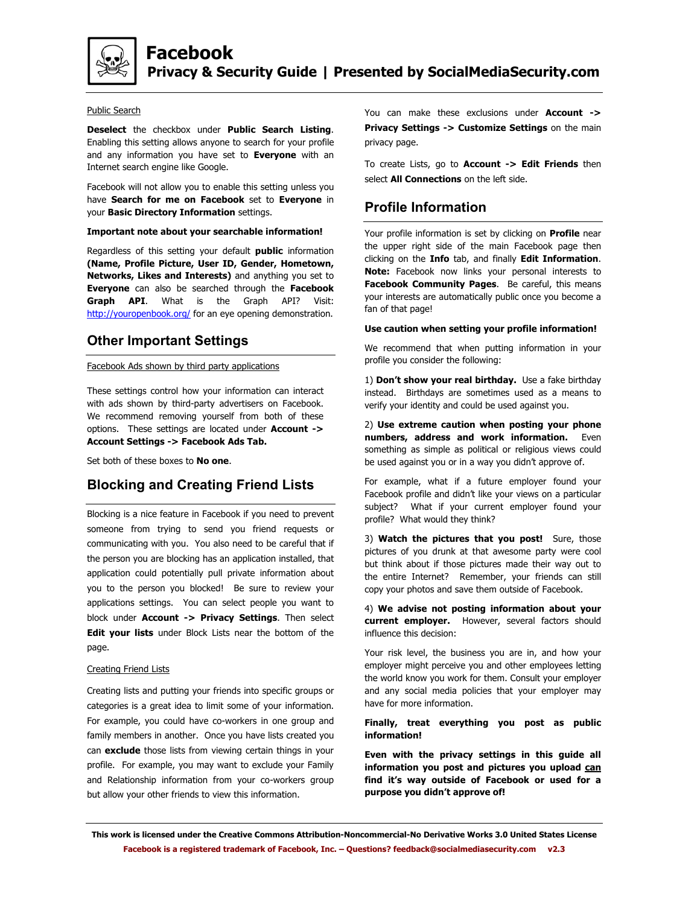Public Search

**Deselect** the checkbox under **Public Search Listing**. Enabling this setting allows anyone to search for your profile and any information you have set to **Everyone** with an Internet search engine like Google.

Facebook will not allow you to enable this setting unless you have **Search for me on Facebook** set to **Everyone** in your **Basic Directory Information** settings.

**Important note about your searchable information!**

Regardless of this setting your default **public** information **(Name, Profile Picture, User ID, Gender, Hometown, Networks, Likes and Interests)** and anything you set to **Everyone** can also be searched through the **Facebook Graph API**. What is the Graph API? Visit: http://youropenbook.org/ for an eye opening demonstration.

## Other Important Settings

Facebook Ads shown by third party applications

These settings control how your information can interact with ads shown by third-party advertisers on Facebook. We recommend removing yourself from both of these options. These settings are located under **Account -> Account Settings -> Facebook Ads Tab.**

Set both of these boxes to **No one**.

## Blocking and Creating Friend Lists

Blocking is a nice feature in Facebook if you need to prevent someone from trying to send you friend requests or communicating with you. You also need to be careful that if the person you are blocking has an application installed, that application could potentially pull private information about you to the person you blocked! Be sure to review your applications settings. You can select people you want to block under **Account -> Privacy Settings**. Then select **Edit your lists** under Block Lists near the bottom of the page.

Creating Friend Lists

Creating lists and putting your friends into specific groups or categories is a great idea to limit some of your information. For example, you could have co-workers in one group and family members in another. Once you have lists created you can **exclude** those lists from viewing certain things in your profile. For example, you may want to exclude your Family and Relationship information from your co-workers group but allow your other friends to view this information.

You can make these exclusions under **Account -> Privacy Settings -> Customize Settings** on the main privacy page.

To create Lists, go to **Account -> Edit Friends** then select **All Connections** on the left side.

## Profile Information

Your profile information is set by clicking on **Profile** near the upper right side of the main Facebook page then clicking on the **Info** tab, and finally **Edit Information**. **Note:** Facebook now links your personal interests to **Facebook Community Pages**. Be careful, this means your interests are automatically public once you become a fan of that page!

**Use caution when setting your profile information!**

We recommend that when putting information in your profile you consider the following:

1) **Don't show your real birthday.** Use a fake birthday instead. Birthdays are sometimes used as a means to verify your identity and could be used against you.

2) **Use extreme caution when posting your phone numbers, address and work information.** Even something as simple as political or religious views could be used against you or in a way you didn't approve of.

For example, what if a future employer found your Facebook profile and didn't like your views on a particular subject? What if your current employer found your profile? What would they think?

3) **Watch the pictures that you post!** Sure, those pictures of you drunk at that awesome party were cool but think about if those pictures made their way out to the entire Internet? Remember, your friends can still copy your photos and save them outside of Facebook.

4) **We advise not posting information about your current employer.** However, several factors should influence this decision:

Your risk level, the business you are in, and how your employer might perceive you and other employees letting the world know you work for them. Consult your employer and any social media policies that your employer may have for more information.

**Finally, treat everything you post as public information!**

**Even with the privacy settings in this guide all information you post and pictures you upload <u>can</u> find it's way outside of Facebook or used for a purpose you didn't approve of!**

**This work is licensed under the Creative Commons Attribution-Noncommercial-No Derivative Works 3.0 United States License**

**Facebook is a registered trademark of Facebook, Inc. – Questions? feedback@socialmediasecurity.com v2.3**